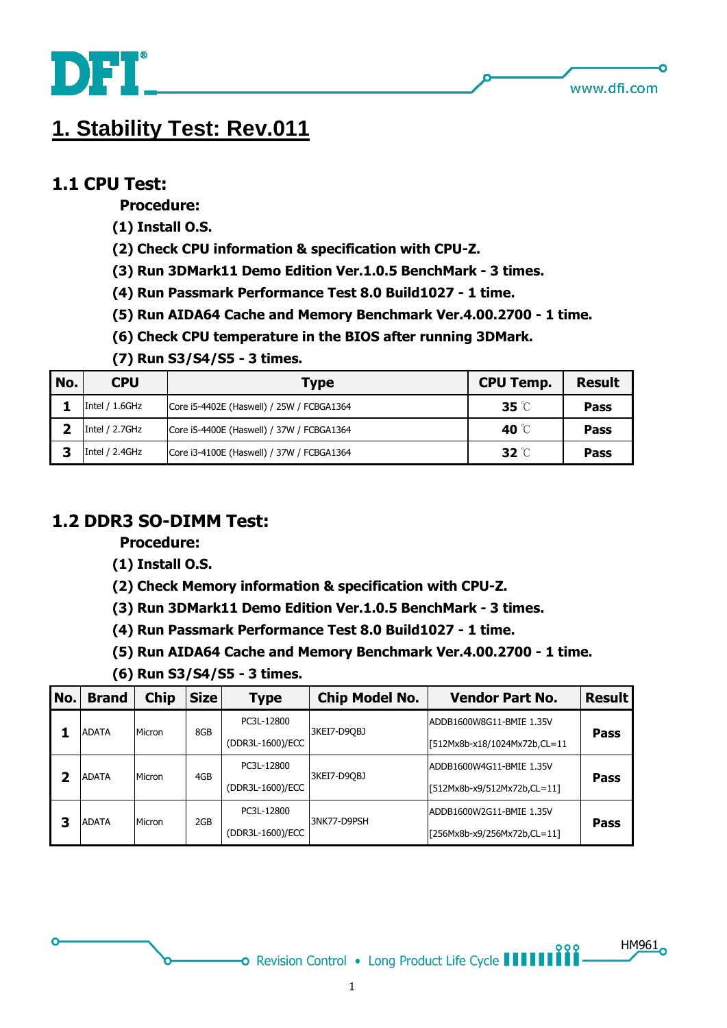# 1. Stability Test: Rev.011

## 1.1 CPU Test:

**Procedure:**

**(1) Install O.S.**

**(2) Check CPU information & specification with CPU-Z.**

**(3) Run 3DMark11 Demo Edition Ver.1.0.5 BenchMark - 3 times.**

**(4) Run Passmark Performance Test 8.0 Build1027 - 1 time.**

**(5) Run AIDA64 Cache and Memory Benchmark Ver.4.00.2700 - 1 time.**

**(6) Check CPU temperature in the BIOS after running 3DMark.**

**(7) Run S3/S4/S5 - 3 times.**

| No. | CPU | Type | CPU Temp. | Result |
|---|---|---|---|---|
| **1** | Intel / 1.6GHz | Core i5-4402E (Haswell) / 25W / FCBGA1364 | **35** ℃ | **Pass** |
| **2** | Intel / 2.7GHz | Core i5-4400E (Haswell) / 37W / FCBGA1364 | **40** ℃ | **Pass** |
| **3** | Intel / 2.4GHz | Core i3-4100E (Haswell) / 37W / FCBGA1364 | **32** ℃ | **Pass** |

## 1.2 DDR3 SO-DIMM Test:

**Procedure:**

**(1) Install O.S.**

**(2) Check Memory information & specification with CPU-Z.**

**(3) Run 3DMark11 Demo Edition Ver.1.0.5 BenchMark - 3 times.**

**(4) Run Passmark Performance Test 8.0 Build1027 - 1 time.**

**(5) Run AIDA64 Cache and Memory Benchmark Ver.4.00.2700 - 1 time.**

**(6) Run S3/S4/S5 - 3 times.**

| No. | Brand | Chip | Size | Type | Chip Model No. | Vendor Part No. | Result |
|---|---|---|---|---|---|---|---|
| **1** | ADATA | Micron | 8GB | PC3L-12800 (DDR3L-1600)/ECC | 3KEI7-D9QBJ | ADDB1600W8G11-BMIE 1.35V [512Mx8b-x18/1024Mx72b,CL=11 | **Pass** |
| **2** | ADATA | Micron | 4GB | PC3L-12800 (DDR3L-1600)/ECC | 3KEI7-D9QBJ | ADDB1600W4G11-BMIE 1.35V [512Mx8b-x9/512Mx72b,CL=11] | **Pass** |
| **3** | ADATA | Micron | 2GB | PC3L-12800 (DDR3L-1600)/ECC | 3NK77-D9PSH | ADDB1600W2G11-BMIE 1.35V [256Mx8b-x9/256Mx72b,CL=11] | **Pass** |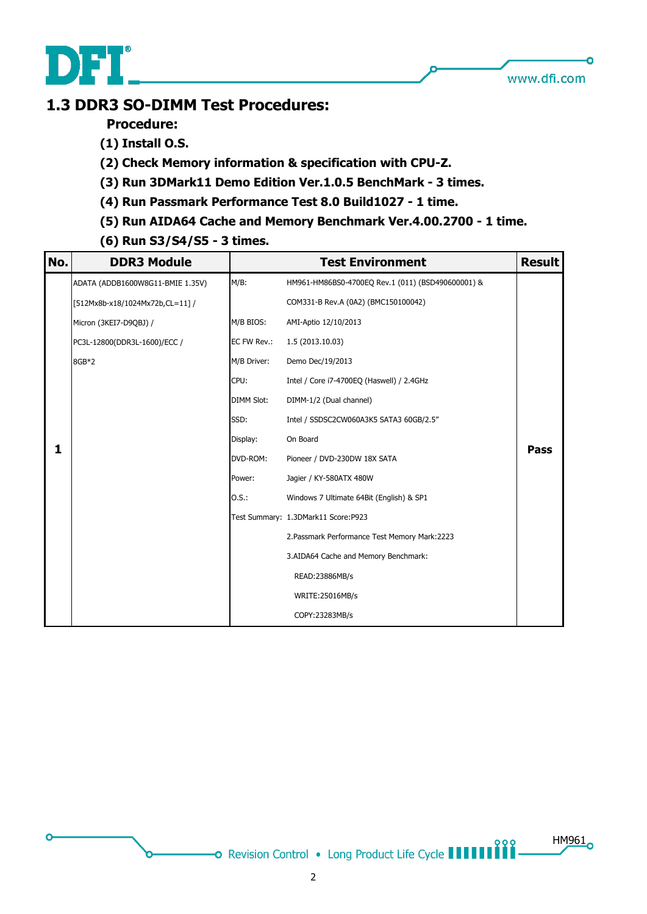## 1.3 DDR3 SO-DIMM Test Procedures:

**Procedure:**

**(1) Install O.S.**

**(2) Check Memory information & specification with CPU-Z.**

**(3) Run 3DMark11 Demo Edition Ver.1.0.5 BenchMark - 3 times.**

**(4) Run Passmark Performance Test 8.0 Build1027 - 1 time.**

**(5) Run AIDA64 Cache and Memory Benchmark Ver.4.00.2700 - 1 time.**

**(6) Run S3/S4/S5 - 3 times.**

| No. | DDR3 Module | Test Environment | | Result |
|---|---|---|---|---|
| 1 | ADATA (ADDB1600W8G11-BMIE 1.35V) [512Mx8b-x18/1024Mx72b,CL=11] / Micron (3KEI7-D9QBJ) / PC3L-12800(DDR3L-1600)/ECC / 8GB*2 | M/B: | HM961-HM86BS0-4700EQ Rev.1 (011) (BSD490600001) & COM331-B Rev.A (0A2) (BMC150100042) | Pass |
| | | M/B BIOS: | AMI-Aptio 12/10/2013 | |
| | | EC FW Rev.: | 1.5 (2013.10.03) | |
| | | M/B Driver: | Demo Dec/19/2013 | |
| | | CPU: | Intel / Core i7-4700EQ (Haswell) / 2.4GHz | |
| | | DIMM Slot: | DIMM-1/2 (Dual channel) | |
| | | SSD: | Intel / SSDSC2CW060A3K5 SATA3 60GB/2.5" | |
| | | Display: | On Board | |
| | | DVD-ROM: | Pioneer / DVD-230DW 18X SATA | |
| | | Power: | Jagier / KY-580ATX 480W | |
| | | O.S.: | Windows 7 Ultimate 64Bit (English) & SP1 | |
| | | Test Summary: | 1.3DMark11 Score:P923<br>2.Passmark Performance Test Memory Mark:2223<br>3.AIDA64 Cache and Memory Benchmark:<br>READ:23886MB/s<br>WRITE:25016MB/s<br>COPY:23283MB/s | |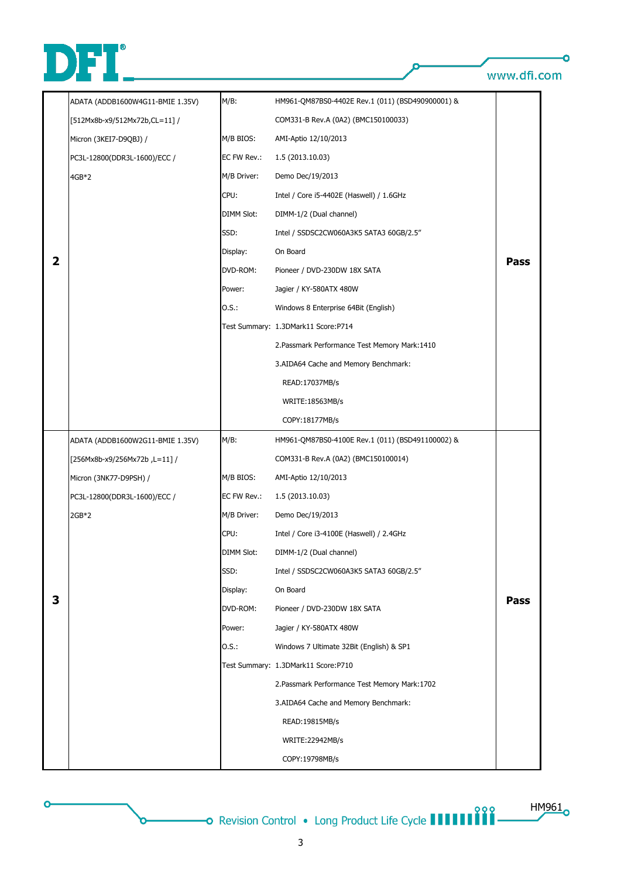| | | | |
|---|---|---|---|
| 2 | ADATA (ADDB1600W4G11-BMIE 1.35V) [512Mx8b-x9/512Mx72b,CL=11] / Micron (3KEI7-D9QBJ) / PC3L-12800(DDR3L-1600)/ECC / 4GB*2 | M/B: HM961-QM87BS0-4402E Rev.1 (011) (BSD490900001) & COM331-B Rev.A (0A2) (BMC150100033)<br>M/B BIOS: AMI-Aptio 12/10/2013<br>EC FW Rev.: 1.5 (2013.10.03)<br>M/B Driver: Demo Dec/19/2013<br>CPU: Intel / Core i5-4402E (Haswell) / 1.6GHz<br>DIMM Slot: DIMM-1/2 (Dual channel)<br>SSD: Intel / SSDSC2CW060A3K5 SATA3 60GB/2.5"<br>Display: On Board<br>DVD-ROM: Pioneer / DVD-230DW 18X SATA<br>Power: Jagier / KY-580ATX 480W<br>O.S.: Windows 8 Enterprise 64Bit (English)<br>Test Summary: 1.3DMark11 Score:P714<br>2.Passmark Performance Test Memory Mark:1410<br>3.AIDA64 Cache and Memory Benchmark:<br>READ:17037MB/s<br>WRITE:18563MB/s<br>COPY:18177MB/s | **Pass** |
| 3 | ADATA (ADDB1600W2G11-BMIE 1.35V) [256Mx8b-x9/256Mx72b ,L=11] / Micron (3NK77-D9PSH) / PC3L-12800(DDR3L-1600)/ECC / 2GB*2 | M/B: HM961-QM87BS0-4100E Rev.1 (011) (BSD491100002) & COM331-B Rev.A (0A2) (BMC150100014)<br>M/B BIOS: AMI-Aptio 12/10/2013<br>EC FW Rev.: 1.5 (2013.10.03)<br>M/B Driver: Demo Dec/19/2013<br>CPU: Intel / Core i3-4100E (Haswell) / 2.4GHz<br>DIMM Slot: DIMM-1/2 (Dual channel)<br>SSD: Intel / SSDSC2CW060A3K5 SATA3 60GB/2.5"<br>Display: On Board<br>DVD-ROM: Pioneer / DVD-230DW 18X SATA<br>Power: Jagier / KY-580ATX 480W<br>O.S.: Windows 7 Ultimate 32Bit (English) & SP1<br>Test Summary: 1.3DMark11 Score:P710<br>2.Passmark Performance Test Memory Mark:1702<br>3.AIDA64 Cache and Memory Benchmark:<br>READ:19815MB/s<br>WRITE:22942MB/s<br>COPY:19798MB/s | **Pass** |